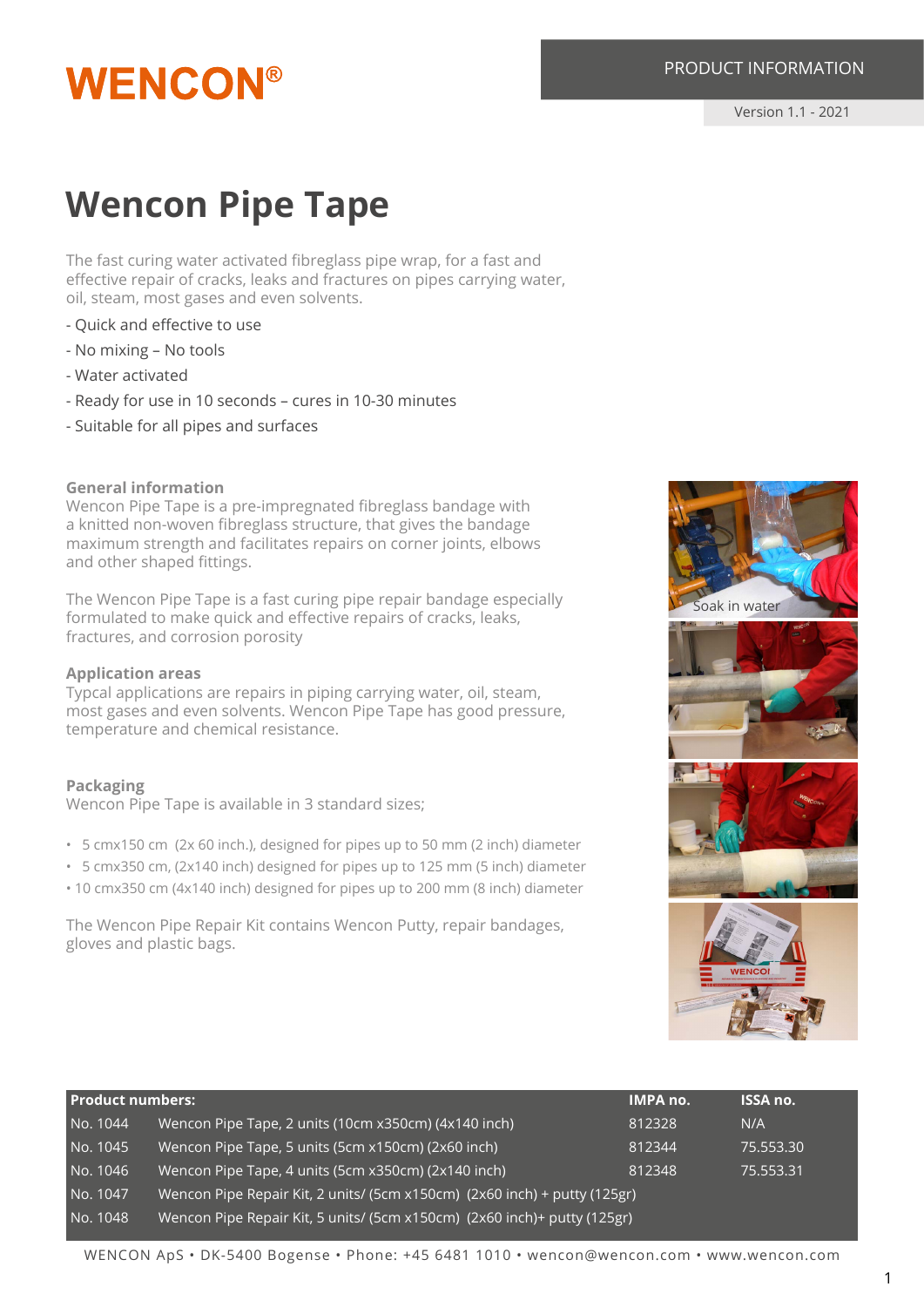# WENCON®

PRODUCT INFORMATION

Version 1.1 - 2021

# Wencon Pipe Tape

The fast curing water activated fibreglass pipe wrap, for a fast and effective repair of cracks, leaks and fractures on pipes carrying water, oil, steam, most gases and even solvents.

- Quick and effective to use
- No mixing – No tools
- Water activated
- Ready for use in 10 seconds – cures in 10-30 minutes
- Suitable for all pipes and surfaces

### General information

Wencon Pipe Tape is a pre-impregnated fibreglass bandage with a knitted non-woven fibreglass structure, that gives the bandage maximum strength and facilitates repairs on corner joints, elbows and other shaped fittings.

The Wencon Pipe Tape is a fast curing pipe repair bandage especially formulated to make quick and effective repairs of cracks, leaks, fractures, and corrosion porosity

### Application areas

Typcal applications are repairs in piping carrying water, oil, steam, most gases and even solvents. Wencon Pipe Tape has good pressure, temperature and chemical resistance.

### Packaging

Wencon Pipe Tape is available in 3 standard sizes;

- 5 cmx150 cm (2x 60 inch.), designed for pipes up to 50 mm (2 inch) diameter
- 5 cmx350 cm, (2x140 inch) designed for pipes up to 125 mm (5 inch) diameter
- 10 cmx350 cm (4x140 inch) designed for pipes up to 200 mm (8 inch) diameter

The Wencon Pipe Repair Kit contains Wencon Putty, repair bandages, gloves and plastic bags.

Soak in water

| Product numbers: | | IMPA no. | ISSA no. |
|---|---|---|---|
| No. 1044 | Wencon Pipe Tape, 2 units (10cm x350cm) (4x140 inch) | 812328 | N/A |
| No. 1045 | Wencon Pipe Tape, 5 units (5cm x150cm) (2x60 inch) | 812344 | 75.553.30 |
| No. 1046 | Wencon Pipe Tape, 4 units (5cm x350cm) (2x140 inch) | 812348 | 75.553.31 |
| No. 1047 | Wencon Pipe Repair Kit, 2 units/ (5cm x150cm) (2x60 inch) + putty (125gr) | | |
| No. 1048 | Wencon Pipe Repair Kit, 5 units/ (5cm x150cm) (2x60 inch)+ putty (125gr) | | |

WENCON ApS • DK-5400 Bogense • Phone: +45 6481 1010 • wencon@wencon.com • www.wencon.com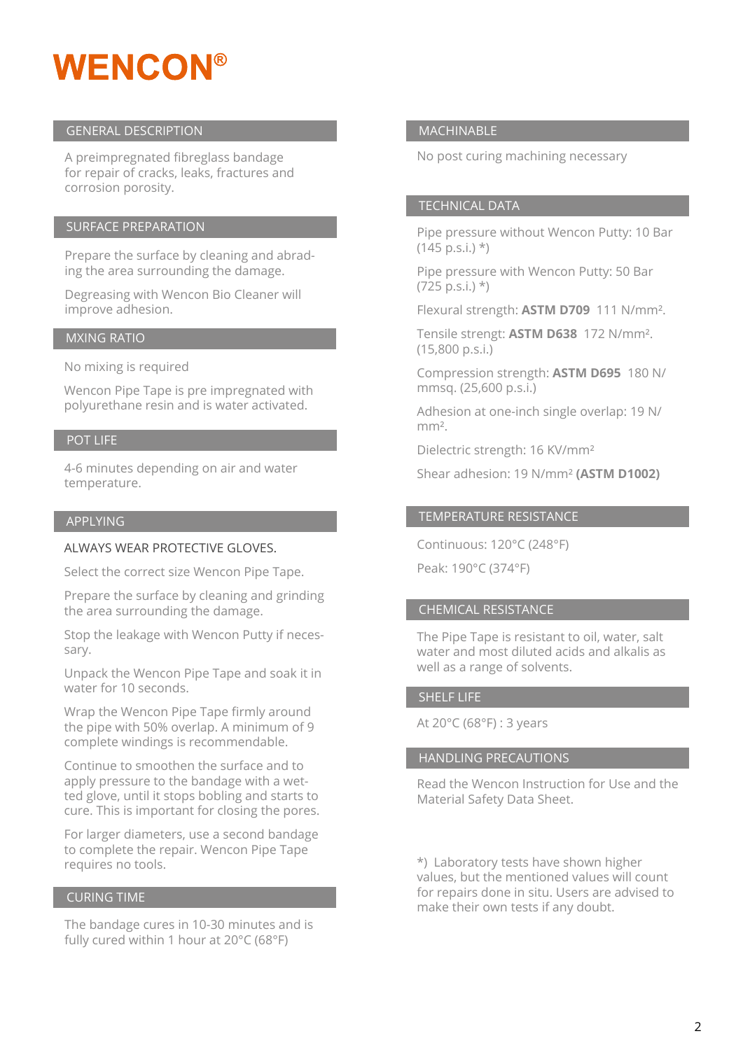# WENCON®

## GENERAL DESCRIPTION

A preimpregnated fibreglass bandage for repair of cracks, leaks, fractures and corrosion porosity.

## SURFACE PREPARATION

Prepare the surface by cleaning and abrading the area surrounding the damage.

Degreasing with Wencon Bio Cleaner will improve adhesion.

## MXING RATIO

No mixing is required

Wencon Pipe Tape is pre impregnated with polyurethane resin and is water activated.

## POT LIFE

4-6 minutes depending on air and water temperature.

## APPLYING

ALWAYS WEAR PROTECTIVE GLOVES.

Select the correct size Wencon Pipe Tape.

Prepare the surface by cleaning and grinding the area surrounding the damage.

Stop the leakage with Wencon Putty if necessary.

Unpack the Wencon Pipe Tape and soak it in water for 10 seconds.

Wrap the Wencon Pipe Tape firmly around the pipe with 50% overlap. A minimum of 9 complete windings is recommendable.

Continue to smoothen the surface and to apply pressure to the bandage with a wetted glove, until it stops bobling and starts to cure. This is important for closing the pores.

For larger diameters, use a second bandage to complete the repair. Wencon Pipe Tape requires no tools.

## CURING TIME

The bandage cures in 10-30 minutes and is fully cured within 1 hour at 20°C (68°F)

## MACHINABLE

No post curing machining necessary

## TECHNICAL DATA

Pipe pressure without Wencon Putty: 10 Bar (145 p.s.i.) *)

Pipe pressure with Wencon Putty: 50 Bar (725 p.s.i.) *)

Flexural strength: **ASTM D709** 111 N/mm².

Tensile strengt: **ASTM D638** 172 N/mm². (15,800 p.s.i.)

Compression strength: **ASTM D695** 180 N/mmsq. (25,600 p.s.i.)

Adhesion at one-inch single overlap: 19 N/mm².

Dielectric strength: 16 KV/mm²

Shear adhesion: 19 N/mm² **(ASTM D1002)**

## TEMPERATURE RESISTANCE

Continuous: 120°C (248°F)

Peak: 190°C (374°F)

## CHEMICAL RESISTANCE

The Pipe Tape is resistant to oil, water, salt water and most diluted acids and alkalis as well as a range of solvents.

## SHELF LIFE

At 20°C (68°F) : 3 years

## HANDLING PRECAUTIONS

Read the Wencon Instruction for Use and the Material Safety Data Sheet.

*) Laboratory tests have shown higher values, but the mentioned values will count for repairs done in situ. Users are advised to make their own tests if any doubt.